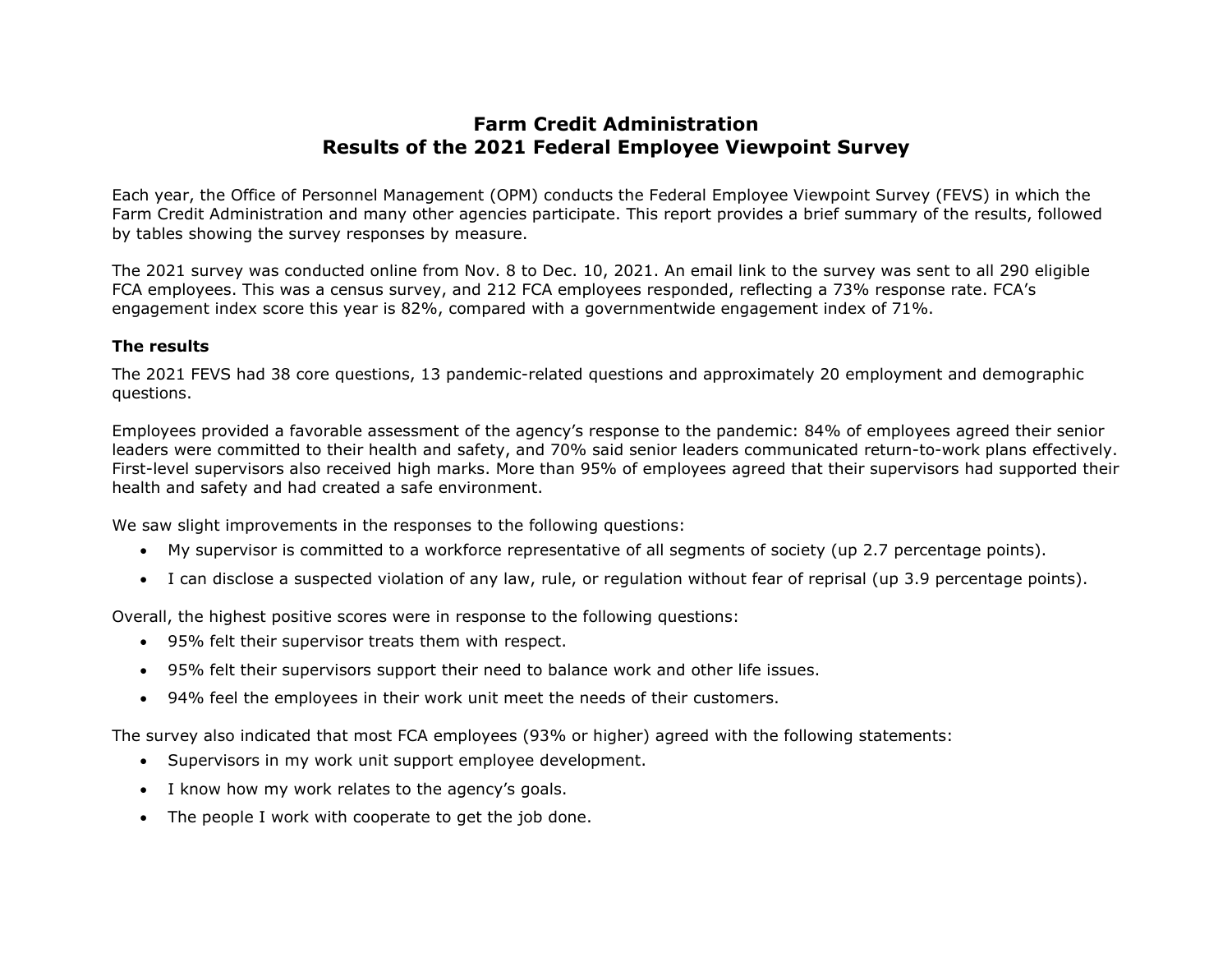# Farm Credit Administration
# Results of the 2021 Federal Employee Viewpoint Survey

Each year, the Office of Personnel Management (OPM) conducts the Federal Employee Viewpoint Survey (FEVS) in which the Farm Credit Administration and many other agencies participate. This report provides a brief summary of the results, followed by tables showing the survey responses by measure.

The 2021 survey was conducted online from Nov. 8 to Dec. 10, 2021. An email link to the survey was sent to all 290 eligible FCA employees. This was a census survey, and 212 FCA employees responded, reflecting a 73% response rate. FCA's engagement index score this year is 82%, compared with a governmentwide engagement index of 71%.

### The results

The 2021 FEVS had 38 core questions, 13 pandemic-related questions and approximately 20 employment and demographic questions.

Employees provided a favorable assessment of the agency's response to the pandemic: 84% of employees agreed their senior leaders were committed to their health and safety, and 70% said senior leaders communicated return-to-work plans effectively. First-level supervisors also received high marks. More than 95% of employees agreed that their supervisors had supported their health and safety and had created a safe environment.

We saw slight improvements in the responses to the following questions:

- My supervisor is committed to a workforce representative of all segments of society (up 2.7 percentage points).
- I can disclose a suspected violation of any law, rule, or regulation without fear of reprisal (up 3.9 percentage points).

Overall, the highest positive scores were in response to the following questions:

- 95% felt their supervisor treats them with respect.
- 95% felt their supervisors support their need to balance work and other life issues.
- 94% feel the employees in their work unit meet the needs of their customers.

The survey also indicated that most FCA employees (93% or higher) agreed with the following statements:

- Supervisors in my work unit support employee development.
- I know how my work relates to the agency's goals.
- The people I work with cooperate to get the job done.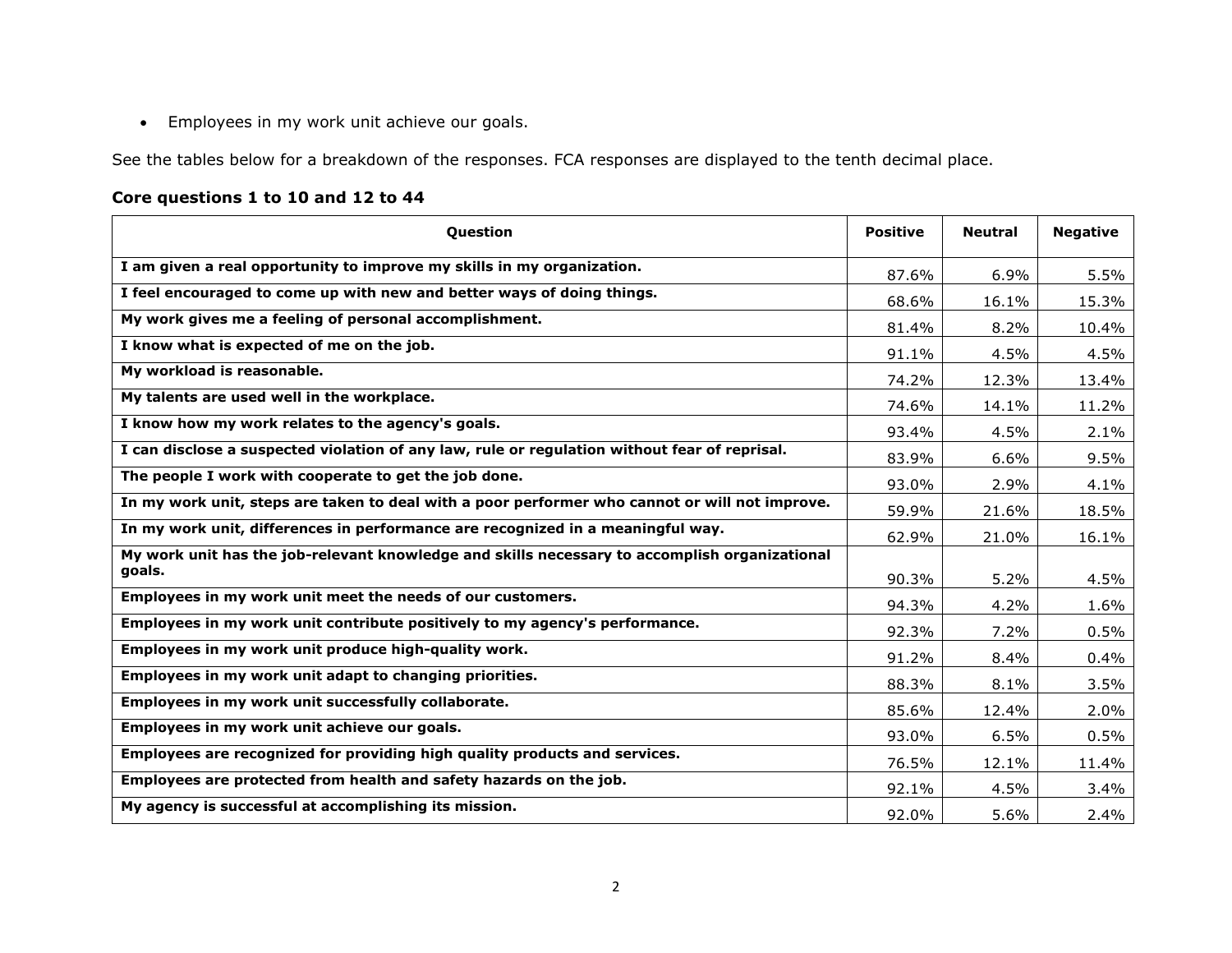- Employees in my work unit achieve our goals.

See the tables below for a breakdown of the responses. FCA responses are displayed to the tenth decimal place.

### Core questions 1 to 10 and 12 to 44

| Question | Positive | Neutral | Negative |
| --- | --- | --- | --- |
| **I am given a real opportunity to improve my skills in my organization.** | 87.6% | 6.9% | 5.5% |
| **I feel encouraged to come up with new and better ways of doing things.** | 68.6% | 16.1% | 15.3% |
| **My work gives me a feeling of personal accomplishment.** | 81.4% | 8.2% | 10.4% |
| **I know what is expected of me on the job.** | 91.1% | 4.5% | 4.5% |
| **My workload is reasonable.** | 74.2% | 12.3% | 13.4% |
| **My talents are used well in the workplace.** | 74.6% | 14.1% | 11.2% |
| **I know how my work relates to the agency's goals.** | 93.4% | 4.5% | 2.1% |
| **I can disclose a suspected violation of any law, rule or regulation without fear of reprisal.** | 83.9% | 6.6% | 9.5% |
| **The people I work with cooperate to get the job done.** | 93.0% | 2.9% | 4.1% |
| **In my work unit, steps are taken to deal with a poor performer who cannot or will not improve.** | 59.9% | 21.6% | 18.5% |
| **In my work unit, differences in performance are recognized in a meaningful way.** | 62.9% | 21.0% | 16.1% |
| **My work unit has the job-relevant knowledge and skills necessary to accomplish organizational goals.** | 90.3% | 5.2% | 4.5% |
| **Employees in my work unit meet the needs of our customers.** | 94.3% | 4.2% | 1.6% |
| **Employees in my work unit contribute positively to my agency's performance.** | 92.3% | 7.2% | 0.5% |
| **Employees in my work unit produce high-quality work.** | 91.2% | 8.4% | 0.4% |
| **Employees in my work unit adapt to changing priorities.** | 88.3% | 8.1% | 3.5% |
| **Employees in my work unit successfully collaborate.** | 85.6% | 12.4% | 2.0% |
| **Employees in my work unit achieve our goals.** | 93.0% | 6.5% | 0.5% |
| **Employees are recognized for providing high quality products and services.** | 76.5% | 12.1% | 11.4% |
| **Employees are protected from health and safety hazards on the job.** | 92.1% | 4.5% | 3.4% |
| **My agency is successful at accomplishing its mission.** | 92.0% | 5.6% | 2.4% |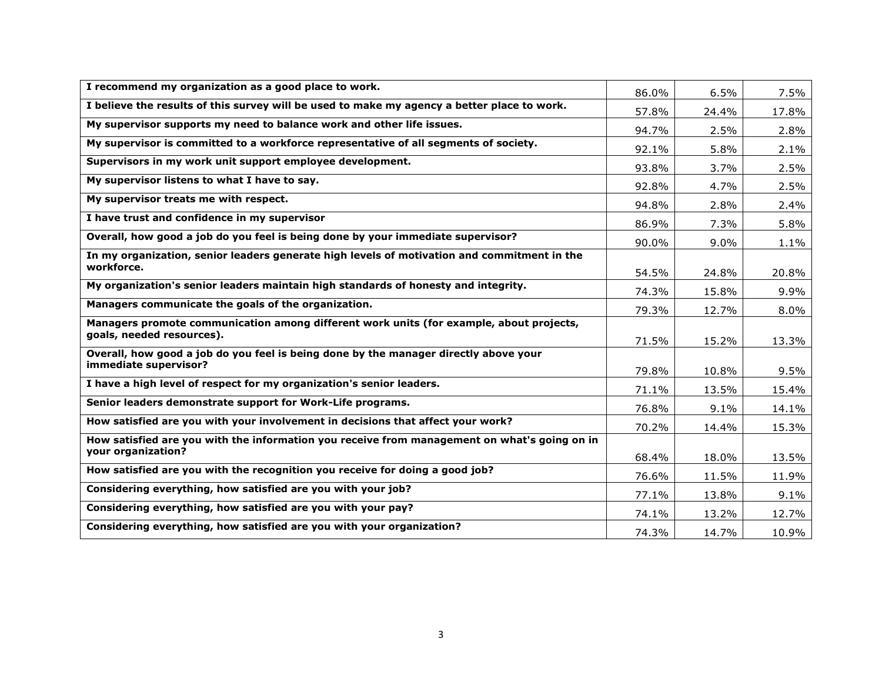| | | | |
|---|---|---|---|
| **I recommend my organization as a good place to work.** | 86.0% | 6.5% | 7.5% |
| **I believe the results of this survey will be used to make my agency a better place to work.** | 57.8% | 24.4% | 17.8% |
| **My supervisor supports my need to balance work and other life issues.** | 94.7% | 2.5% | 2.8% |
| **My supervisor is committed to a workforce representative of all segments of society.** | 92.1% | 5.8% | 2.1% |
| **Supervisors in my work unit support employee development.** | 93.8% | 3.7% | 2.5% |
| **My supervisor listens to what I have to say.** | 92.8% | 4.7% | 2.5% |
| **My supervisor treats me with respect.** | 94.8% | 2.8% | 2.4% |
| **I have trust and confidence in my supervisor** | 86.9% | 7.3% | 5.8% |
| **Overall, how good a job do you feel is being done by your immediate supervisor?** | 90.0% | 9.0% | 1.1% |
| **In my organization, senior leaders generate high levels of motivation and commitment in the workforce.** | 54.5% | 24.8% | 20.8% |
| **My organization's senior leaders maintain high standards of honesty and integrity.** | 74.3% | 15.8% | 9.9% |
| **Managers communicate the goals of the organization.** | 79.3% | 12.7% | 8.0% |
| **Managers promote communication among different work units (for example, about projects, goals, needed resources).** | 71.5% | 15.2% | 13.3% |
| **Overall, how good a job do you feel is being done by the manager directly above your immediate supervisor?** | 79.8% | 10.8% | 9.5% |
| **I have a high level of respect for my organization's senior leaders.** | 71.1% | 13.5% | 15.4% |
| **Senior leaders demonstrate support for Work-Life programs.** | 76.8% | 9.1% | 14.1% |
| **How satisfied are you with your involvement in decisions that affect your work?** | 70.2% | 14.4% | 15.3% |
| **How satisfied are you with the information you receive from management on what's going on in your organization?** | 68.4% | 18.0% | 13.5% |
| **How satisfied are you with the recognition you receive for doing a good job?** | 76.6% | 11.5% | 11.9% |
| **Considering everything, how satisfied are you with your job?** | 77.1% | 13.8% | 9.1% |
| **Considering everything, how satisfied are you with your pay?** | 74.1% | 13.2% | 12.7% |
| **Considering everything, how satisfied are you with your organization?** | 74.3% | 14.7% | 10.9% |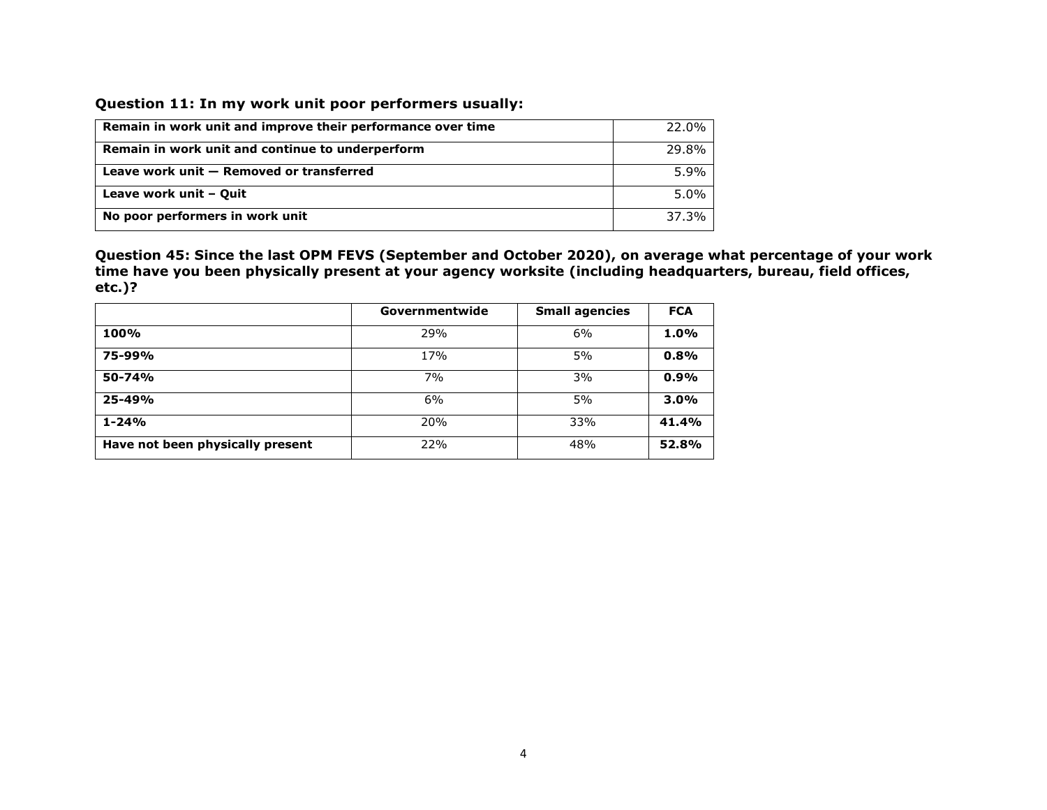**Question 11: In my work unit poor performers usually:**

| | |
|---|---|
| **Remain in work unit and improve their performance over time** | 22.0% |
| **Remain in work unit and continue to underperform** | 29.8% |
| **Leave work unit — Removed or transferred** | 5.9% |
| **Leave work unit – Quit** | 5.0% |
| **No poor performers in work unit** | 37.3% |

**Question 45: Since the last OPM FEVS (September and October 2020), on average what percentage of your work time have you been physically present at your agency worksite (including headquarters, bureau, field offices, etc.)?**

| | Governmentwide | Small agencies | FCA |
|---|---|---|---|
| **100%** | 29% | 6% | **1.0%** |
| **75-99%** | 17% | 5% | **0.8%** |
| **50-74%** | 7% | 3% | **0.9%** |
| **25-49%** | 6% | 5% | **3.0%** |
| **1-24%** | 20% | 33% | **41.4%** |
| **Have not been physically present** | 22% | 48% | **52.8%** |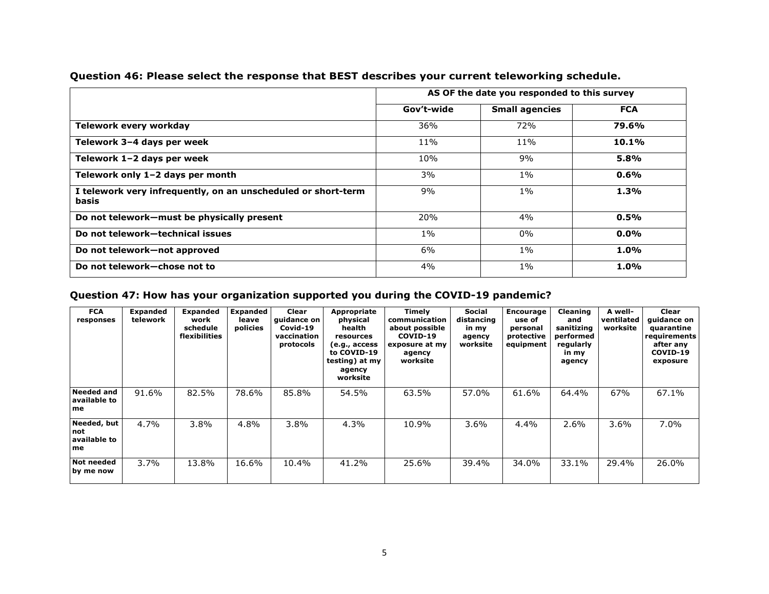**Question 46: Please select the response that BEST describes your current teleworking schedule.**

| | AS OF the date you responded to this survey | | |
|---|---|---|---|
| | Gov't-wide | Small agencies | FCA |
| **Telework every workday** | 36% | 72% | **79.6%** |
| **Telework 3–4 days per week** | 11% | 11% | **10.1%** |
| **Telework 1–2 days per week** | 10% | 9% | **5.8%** |
| **Telework only 1–2 days per month** | 3% | 1% | **0.6%** |
| **I telework very infrequently, on an unscheduled or short-term basis** | 9% | 1% | **1.3%** |
| **Do not telework—must be physically present** | 20% | 4% | **0.5%** |
| **Do not telework—technical issues** | 1% | 0% | **0.0%** |
| **Do not telework—not approved** | 6% | 1% | **1.0%** |
| **Do not telework—chose not to** | 4% | 1% | **1.0%** |

**Question 47: How has your organization supported you during the COVID-19 pandemic?**

| FCA responses | Expanded telework | Expanded work schedule flexibilities | Expanded leave policies | Clear guidance on Covid-19 vaccination protocols | Appropriate physical health resources (e.g., access to COVID-19 testing) at my agency worksite | Timely communication about possible COVID-19 exposure at my agency worksite | Social distancing in my agency worksite | Encourage use of personal protective equipment | Cleaning and sanitizing performed regularly in my agency | A well-ventilated worksite | Clear guidance on quarantine requirements after any COVID-19 exposure |
|---|---|---|---|---|---|---|---|---|---|---|---|
| **Needed and available to me** | 91.6% | 82.5% | 78.6% | 85.8% | 54.5% | 63.5% | 57.0% | 61.6% | 64.4% | 67% | 67.1% |
| **Needed, but not available to me** | 4.7% | 3.8% | 4.8% | 3.8% | 4.3% | 10.9% | 3.6% | 4.4% | 2.6% | 3.6% | 7.0% |
| **Not needed by me now** | 3.7% | 13.8% | 16.6% | 10.4% | 41.2% | 25.6% | 39.4% | 34.0% | 33.1% | 29.4% | 26.0% |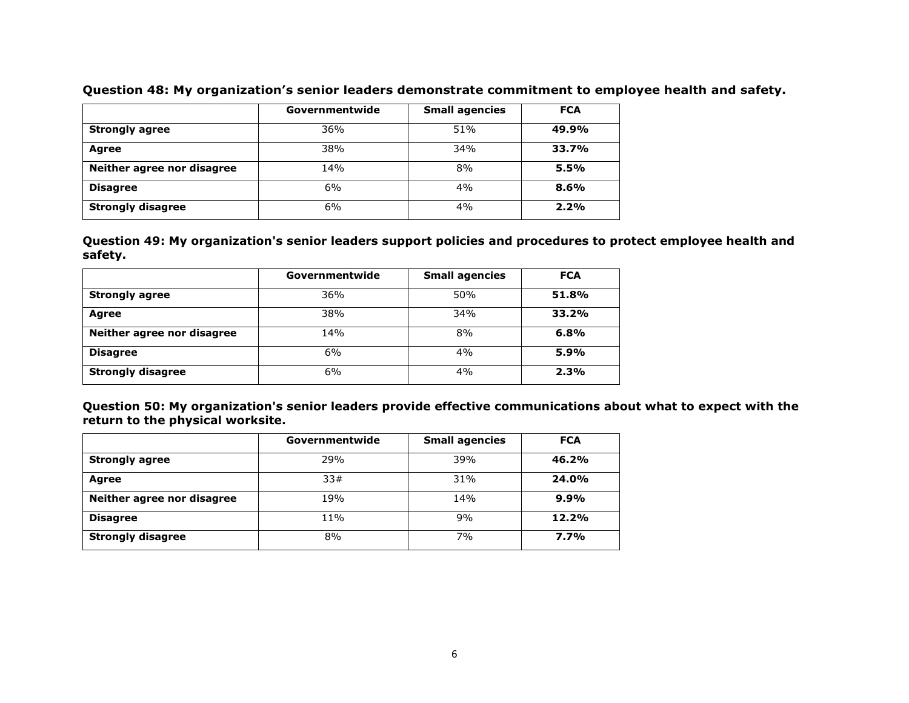**Question 48: My organization's senior leaders demonstrate commitment to employee health and safety.**

| | Governmentwide | Small agencies | FCA |
|---|---|---|---|
| **Strongly agree** | 36% | 51% | **49.9%** |
| **Agree** | 38% | 34% | **33.7%** |
| **Neither agree nor disagree** | 14% | 8% | **5.5%** |
| **Disagree** | 6% | 4% | **8.6%** |
| **Strongly disagree** | 6% | 4% | **2.2%** |

**Question 49: My organization's senior leaders support policies and procedures to protect employee health and safety.**

| | Governmentwide | Small agencies | FCA |
|---|---|---|---|
| **Strongly agree** | 36% | 50% | **51.8%** |
| **Agree** | 38% | 34% | **33.2%** |
| **Neither agree nor disagree** | 14% | 8% | **6.8%** |
| **Disagree** | 6% | 4% | **5.9%** |
| **Strongly disagree** | 6% | 4% | **2.3%** |

**Question 50: My organization's senior leaders provide effective communications about what to expect with the return to the physical worksite.**

| | Governmentwide | Small agencies | FCA |
|---|---|---|---|
| **Strongly agree** | 29% | 39% | **46.2%** |
| **Agree** | 33# | 31% | **24.0%** |
| **Neither agree nor disagree** | 19% | 14% | **9.9%** |
| **Disagree** | 11% | 9% | **12.2%** |
| **Strongly disagree** | 8% | 7% | **7.7%** |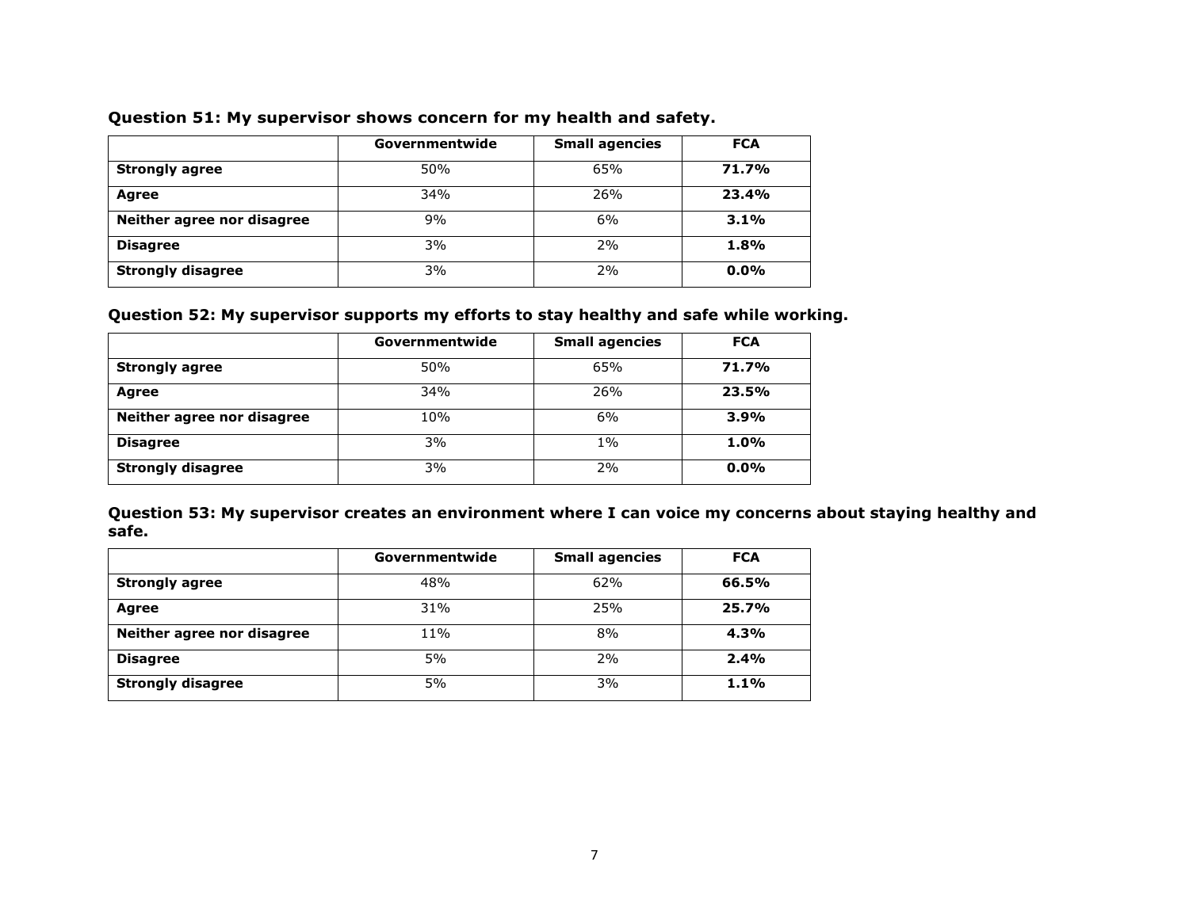**Question 51: My supervisor shows concern for my health and safety.**

| | Governmentwide | Small agencies | FCA |
|---|---|---|---|
| **Strongly agree** | 50% | 65% | **71.7%** |
| **Agree** | 34% | 26% | **23.4%** |
| **Neither agree nor disagree** | 9% | 6% | **3.1%** |
| **Disagree** | 3% | 2% | **1.8%** |
| **Strongly disagree** | 3% | 2% | **0.0%** |

**Question 52: My supervisor supports my efforts to stay healthy and safe while working.**

| | Governmentwide | Small agencies | FCA |
|---|---|---|---|
| **Strongly agree** | 50% | 65% | **71.7%** |
| **Agree** | 34% | 26% | **23.5%** |
| **Neither agree nor disagree** | 10% | 6% | **3.9%** |
| **Disagree** | 3% | 1% | **1.0%** |
| **Strongly disagree** | 3% | 2% | **0.0%** |

**Question 53: My supervisor creates an environment where I can voice my concerns about staying healthy and safe.**

| | Governmentwide | Small agencies | FCA |
|---|---|---|---|
| **Strongly agree** | 48% | 62% | **66.5%** |
| **Agree** | 31% | 25% | **25.7%** |
| **Neither agree nor disagree** | 11% | 8% | **4.3%** |
| **Disagree** | 5% | 2% | **2.4%** |
| **Strongly disagree** | 5% | 3% | **1.1%** |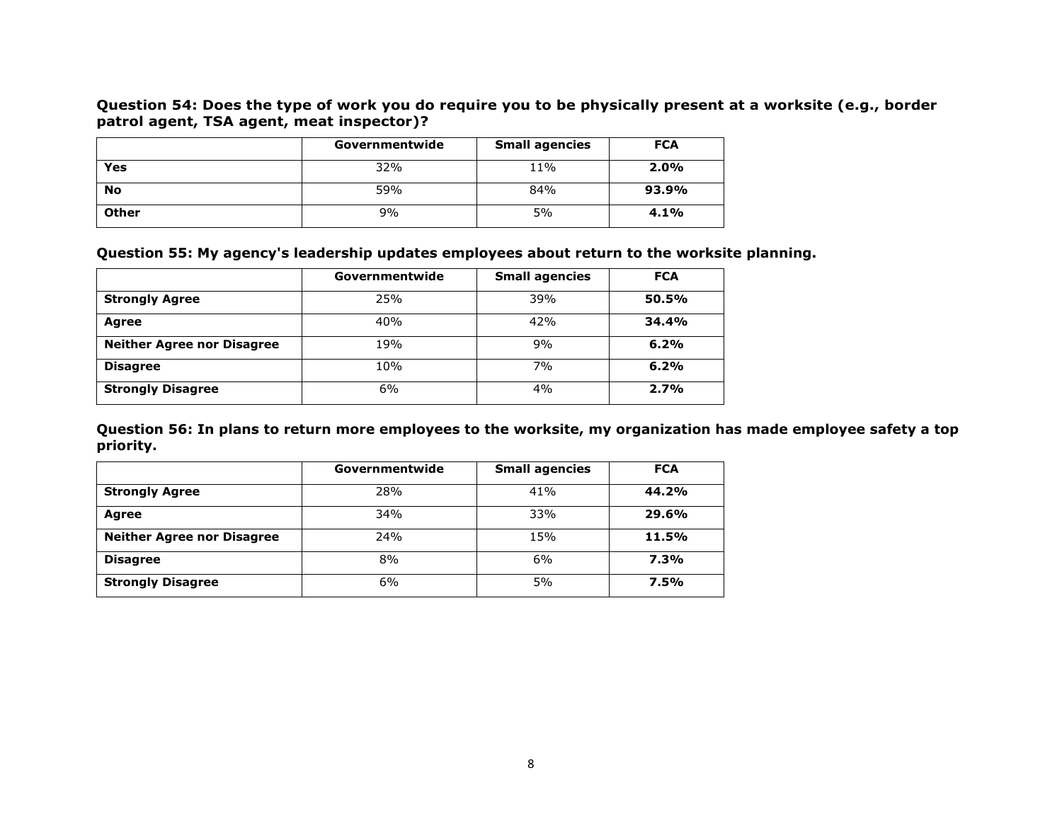**Question 54: Does the type of work you do require you to be physically present at a worksite (e.g., border patrol agent, TSA agent, meat inspector)?**

| | Governmentwide | Small agencies | FCA |
|---|---|---|---|
| **Yes** | 32% | 11% | **2.0%** |
| **No** | 59% | 84% | **93.9%** |
| **Other** | 9% | 5% | **4.1%** |

**Question 55: My agency's leadership updates employees about return to the worksite planning.**

| | Governmentwide | Small agencies | FCA |
|---|---|---|---|
| **Strongly Agree** | 25% | 39% | **50.5%** |
| **Agree** | 40% | 42% | **34.4%** |
| **Neither Agree nor Disagree** | 19% | 9% | **6.2%** |
| **Disagree** | 10% | 7% | **6.2%** |
| **Strongly Disagree** | 6% | 4% | **2.7%** |

**Question 56: In plans to return more employees to the worksite, my organization has made employee safety a top priority.**

| | Governmentwide | Small agencies | FCA |
|---|---|---|---|
| **Strongly Agree** | 28% | 41% | **44.2%** |
| **Agree** | 34% | 33% | **29.6%** |
| **Neither Agree nor Disagree** | 24% | 15% | **11.5%** |
| **Disagree** | 8% | 6% | **7.3%** |
| **Strongly Disagree** | 6% | 5% | **7.5%** |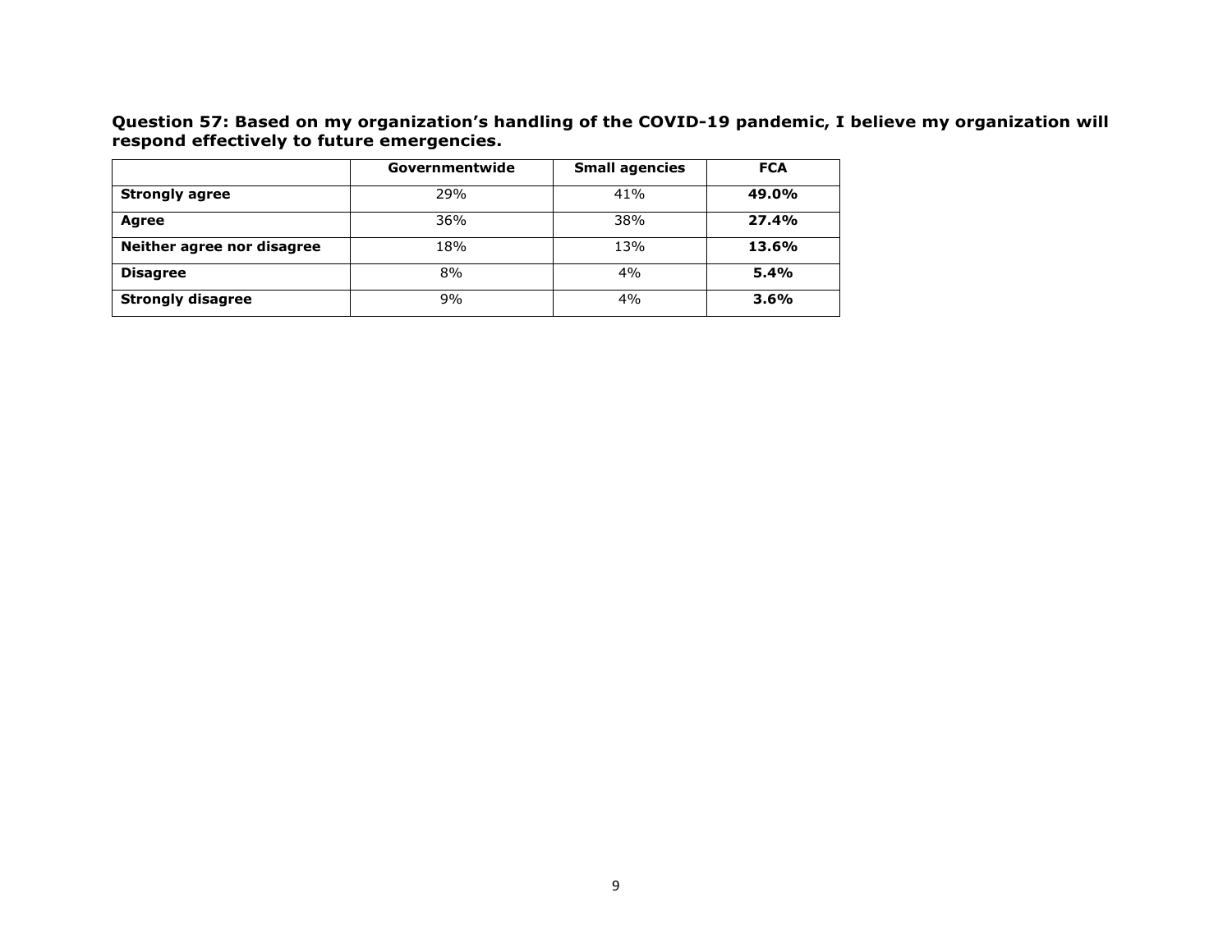**Question 57: Based on my organization's handling of the COVID-19 pandemic, I believe my organization will respond effectively to future emergencies.**

| | Governmentwide | Small agencies | FCA |
|---|---|---|---|
| **Strongly agree** | 29% | 41% | **49.0%** |
| **Agree** | 36% | 38% | **27.4%** |
| **Neither agree nor disagree** | 18% | 13% | **13.6%** |
| **Disagree** | 8% | 4% | **5.4%** |
| **Strongly disagree** | 9% | 4% | **3.6%** |